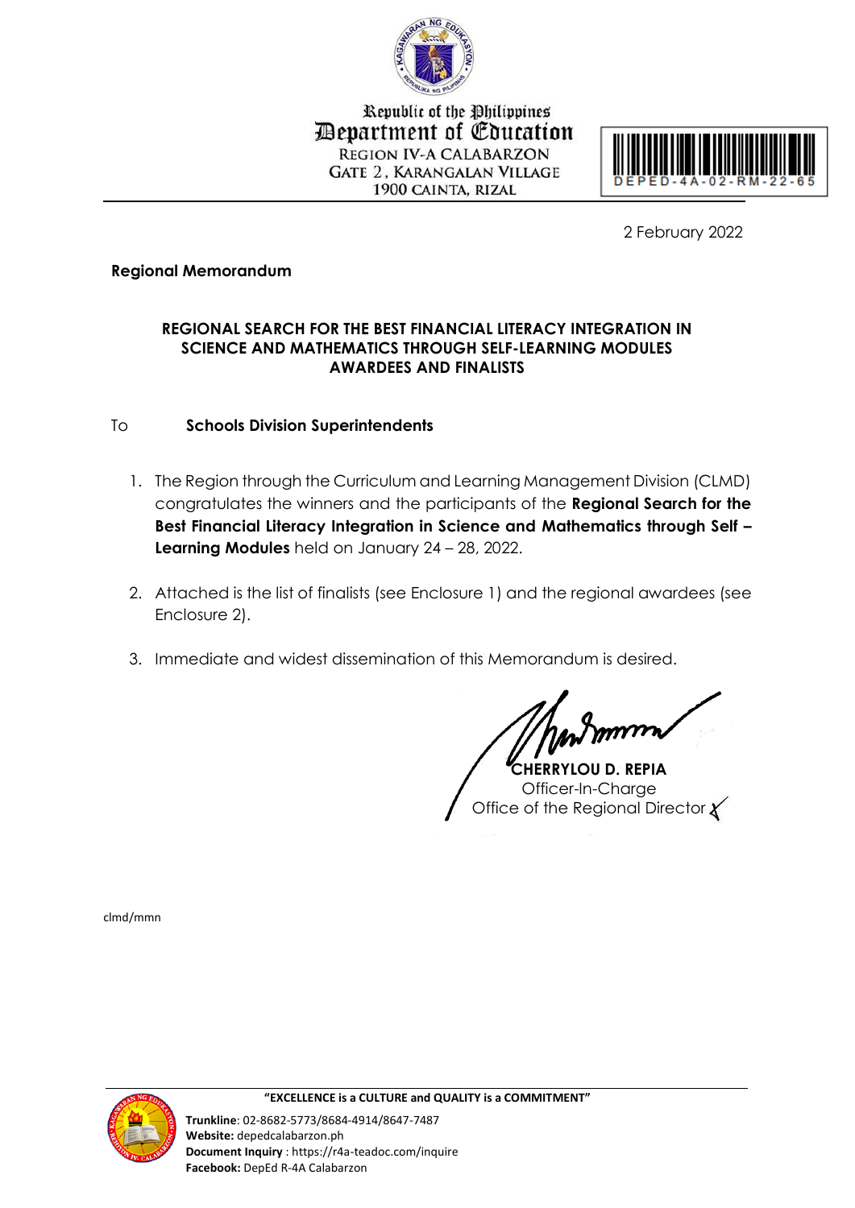Republic of the Philippines
Department of Education
REGION IV-A CALABARZON
GATE 2, KARANGALAN VILLAGE
1900 CAINTA, RIZAL

DEPED-4A-02-RM-22-65

2 February 2022

**Regional Memorandum**

**REGIONAL SEARCH FOR THE BEST FINANCIAL LITERACY INTEGRATION IN SCIENCE AND MATHEMATICS THROUGH SELF-LEARNING MODULES AWARDEES AND FINALISTS**

To **Schools Division Superintendents**

1. The Region through the Curriculum and Learning Management Division (CLMD) congratulates the winners and the participants of the **Regional Search for the Best Financial Literacy Integration in Science and Mathematics through Self – Learning Modules** held on January 24 – 28, 2022.

2. Attached is the list of finalists (see Enclosure 1) and the regional awardees (see Enclosure 2).

3. Immediate and widest dissemination of this Memorandum is desired.

**CHERRYLOU D. REPIA**
Officer-In-Charge
Office of the Regional Director

clmd/mmn

**"EXCELLENCE is a CULTURE and QUALITY is a COMMITMENT"**

**Trunkline**: 02-8682-5773/8684-4914/8647-7487
**Website:** depedcalabarzon.ph
**Document Inquiry** : https://r4a-teadoc.com/inquire
**Facebook:** DepEd R-4A Calabarzon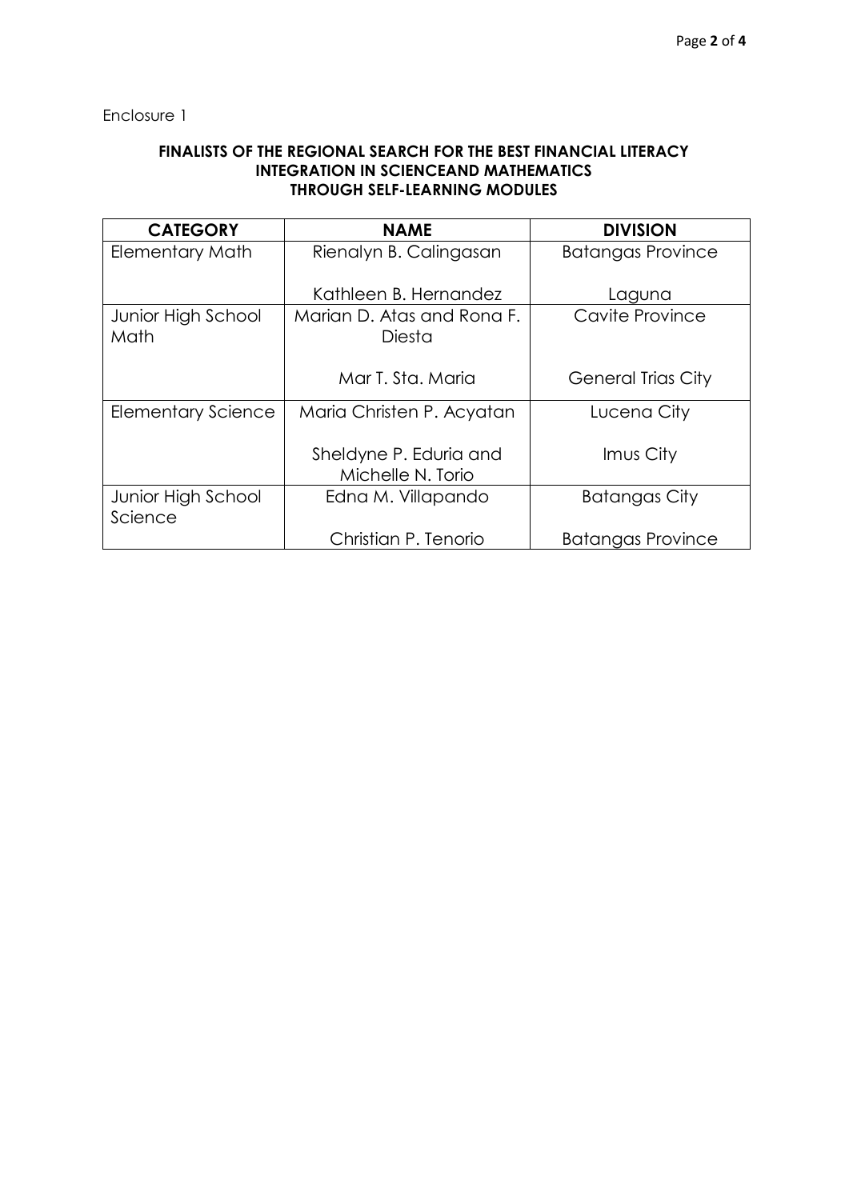Enclosure 1

**FINALISTS OF THE REGIONAL SEARCH FOR THE BEST FINANCIAL LITERACY INTEGRATION IN SCIENCEAND MATHEMATICS THROUGH SELF-LEARNING MODULES**

| CATEGORY | NAME | DIVISION |
|---|---|---|
| Elementary Math | Rienalyn B. Calingasan | Batangas Province |
| | Kathleen B. Hernandez | Laguna |
| Junior High School Math | Marian D. Atas and Rona F. Diesta | Cavite Province |
| | Mar T. Sta. Maria | General Trias City |
| Elementary Science | Maria Christen P. Acyatan | Lucena City |
| | Sheldyne P. Eduria and Michelle N. Torio | Imus City |
| Junior High School Science | Edna M. Villapando | Batangas City |
| | Christian P. Tenorio | Batangas Province |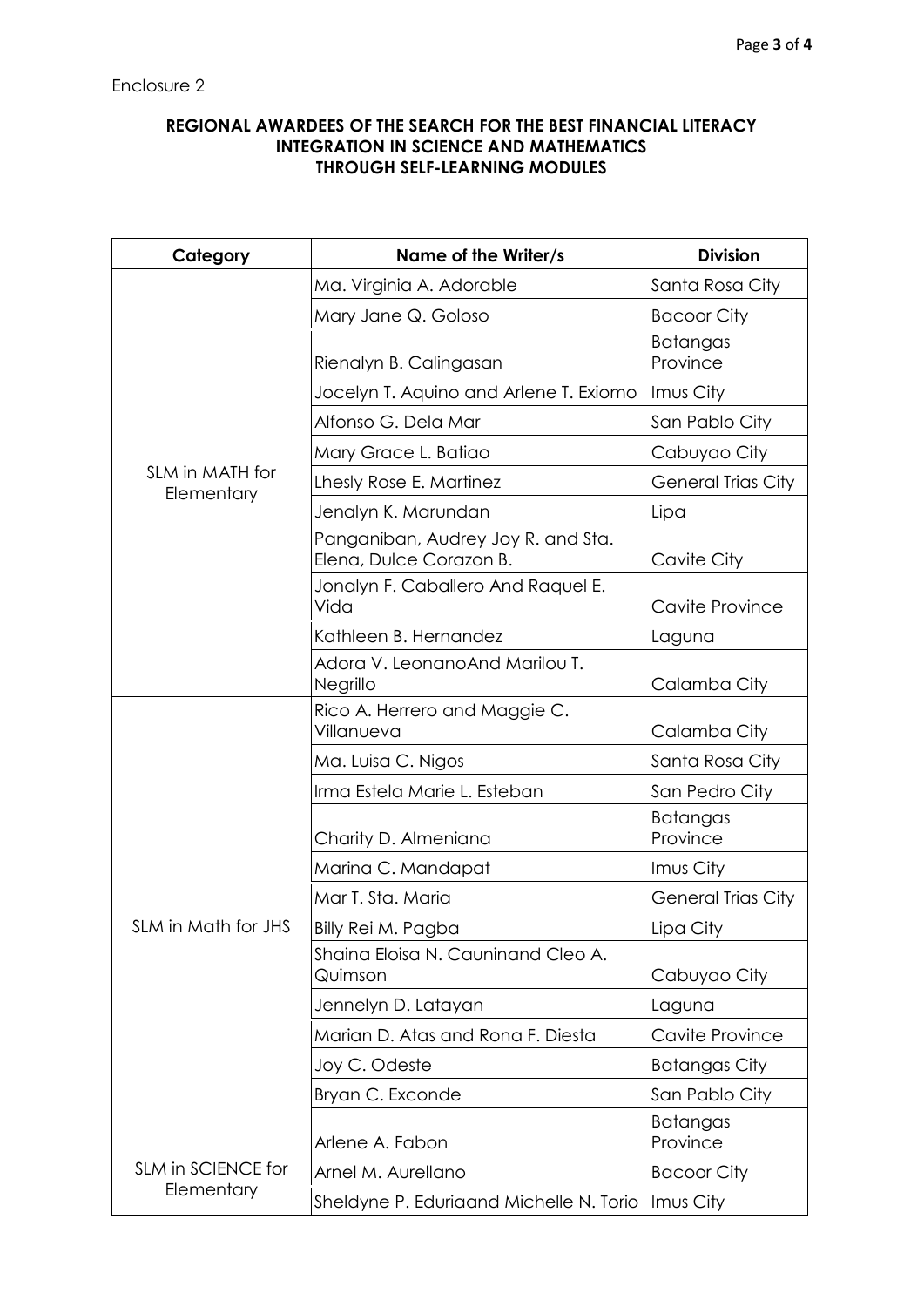Enclosure 2

**REGIONAL AWARDEES OF THE SEARCH FOR THE BEST FINANCIAL LITERACY INTEGRATION IN SCIENCE AND MATHEMATICS THROUGH SELF-LEARNING MODULES**

| Category | Name of the Writer/s | Division |
|---|---|---|
| SLM in MATH for Elementary | Ma. Virginia A. Adorable | Santa Rosa City |
| | Mary Jane Q. Goloso | Bacoor City |
| | Rienalyn B. Calingasan | Batangas Province |
| | Jocelyn T. Aquino and Arlene T. Exiomo | Imus City |
| | Alfonso G. Dela Mar | San Pablo City |
| | Mary Grace L. Batiao | Cabuyao City |
| | Lhesly Rose E. Martinez | General Trias City |
| | Jenalyn K. Marundan | Lipa |
| | Panganiban, Audrey Joy R. and Sta. Elena, Dulce Corazon B. | Cavite City |
| | Jonalyn F. Caballero And Raquel E. Vida | Cavite Province |
| | Kathleen B. Hernandez | Laguna |
| | Adora V. LeonanoAnd Marilou T. Negrillo | Calamba City |
| SLM in Math for JHS | Rico A. Herrero and Maggie C. Villanueva | Calamba City |
| | Ma. Luisa C. Nigos | Santa Rosa City |
| | Irma Estela Marie L. Esteban | San Pedro City |
| | Charity D. Almeniana | Batangas Province |
| | Marina C. Mandapat | Imus City |
| | Mar T. Sta. Maria | General Trias City |
| | Billy Rei M. Pagba | Lipa City |
| | Shaina Eloisa N. Cauninand Cleo A. Quimson | Cabuyao City |
| | Jennelyn D. Latayan | Laguna |
| | Marian D. Atas and Rona F. Diesta | Cavite Province |
| | Joy C. Odeste | Batangas City |
| | Bryan C. Exconde | San Pablo City |
| | Arlene A. Fabon | Batangas Province |
| SLM in SCIENCE for Elementary | Arnel M. Aurellano | Bacoor City |
| | Sheldyne P. Eduriaand Michelle N. Torio | Imus City |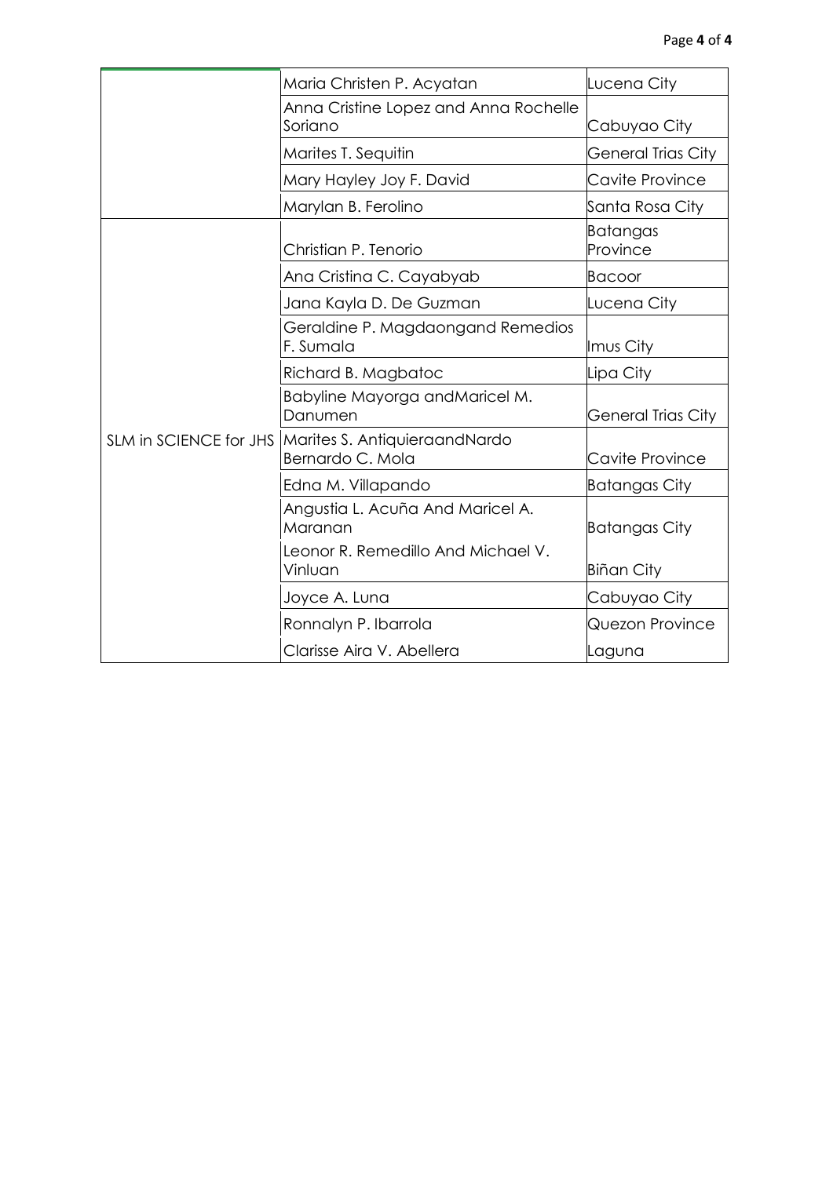| | | |
|---|---|---|
| | Maria Christen P. Acyatan | Lucena City |
| | Anna Cristine Lopez and Anna Rochelle Soriano | Cabuyao City |
| | Marites T. Sequitin | General Trias City |
| | Mary Hayley Joy F. David | Cavite Province |
| | Marylan B. Ferolino | Santa Rosa City |
| SLM in SCIENCE for JHS | Christian P. Tenorio | Batangas Province |
| | Ana Cristina C. Cayabyab | Bacoor |
| | Jana Kayla D. De Guzman | Lucena City |
| | Geraldine P. Magdaongand Remedios F. Sumala | Imus City |
| | Richard B. Magbatoc | Lipa City |
| | Babyline Mayorga andMaricel M. Danumen | General Trias City |
| | Marites S. AntiquieraandNardo Bernardo C. Mola | Cavite Province |
| | Edna M. Villapando | Batangas City |
| | Angustia L. Acuña And Maricel A. Maranan | Batangas City |
| | Leonor R. Remedillo And Michael V. Vinluan | Biñan City |
| | Joyce A. Luna | Cabuyao City |
| | Ronnalyn P. Ibarrola | Quezon Province |
| | Clarisse Aira V. Abellera | Laguna |